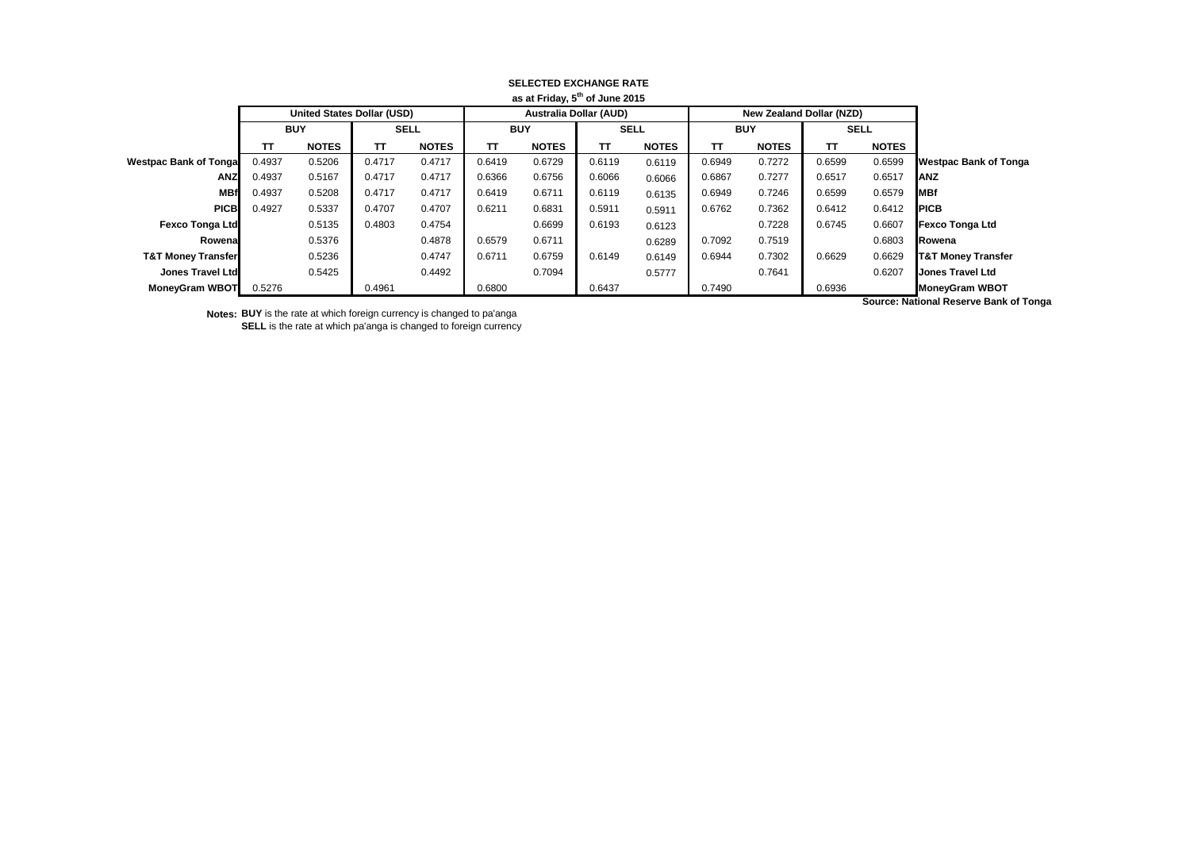**SELECTED EXCHANGE RATE**

**as at Friday, 5th of June 2015**

| | United States Dollar (USD) | | | | Australia Dollar (AUD) | | | | New Zealand Dollar (NZD) | | | | |
|---|---|---|---|---|---|---|---|---|---|---|---|---|---|
| | BUY | | SELL | | BUY | | SELL | | BUY | | SELL | | |
| | TT | NOTES | TT | NOTES | TT | NOTES | TT | NOTES | TT | NOTES | TT | NOTES | |
| **Westpac Bank of Tonga** | 0.4937 | 0.5206 | 0.4717 | 0.4717 | 0.6419 | 0.6729 | 0.6119 | 0.6119 | 0.6949 | 0.7272 | 0.6599 | 0.6599 | **Westpac Bank of Tonga** |
| **ANZ** | 0.4937 | 0.5167 | 0.4717 | 0.4717 | 0.6366 | 0.6756 | 0.6066 | 0.6066 | 0.6867 | 0.7277 | 0.6517 | 0.6517 | **ANZ** |
| **MBf** | 0.4937 | 0.5208 | 0.4717 | 0.4717 | 0.6419 | 0.6711 | 0.6119 | 0.6135 | 0.6949 | 0.7246 | 0.6599 | 0.6579 | **MBf** |
| **PICB** | 0.4927 | 0.5337 | 0.4707 | 0.4707 | 0.6211 | 0.6831 | 0.5911 | 0.5911 | 0.6762 | 0.7362 | 0.6412 | 0.6412 | **PICB** |
| **Fexco Tonga Ltd** | | 0.5135 | 0.4803 | 0.4754 | | 0.6699 | 0.6193 | 0.6123 | | 0.7228 | 0.6745 | 0.6607 | **Fexco Tonga Ltd** |
| **Rowena** | | 0.5376 | | 0.4878 | 0.6579 | 0.6711 | | 0.6289 | 0.7092 | 0.7519 | | 0.6803 | **Rowena** |
| **T&T Money Transfer** | | 0.5236 | | 0.4747 | 0.6711 | 0.6759 | 0.6149 | 0.6149 | 0.6944 | 0.7302 | 0.6629 | 0.6629 | **T&T Money Transfer** |
| **Jones Travel Ltd** | | 0.5425 | | 0.4492 | | 0.7094 | | 0.5777 | | 0.7641 | | 0.6207 | **Jones Travel Ltd** |
| **MoneyGram WBOT** | 0.5276 | | 0.4961 | | 0.6800 | | 0.6437 | | 0.7490 | | 0.6936 | | **MoneyGram WBOT** |

**Source: National Reserve Bank of Tonga**

**Notes:** **BUY** is the rate at which foreign currency is changed to pa'anga
**SELL** is the rate at which pa'anga is changed to foreign currency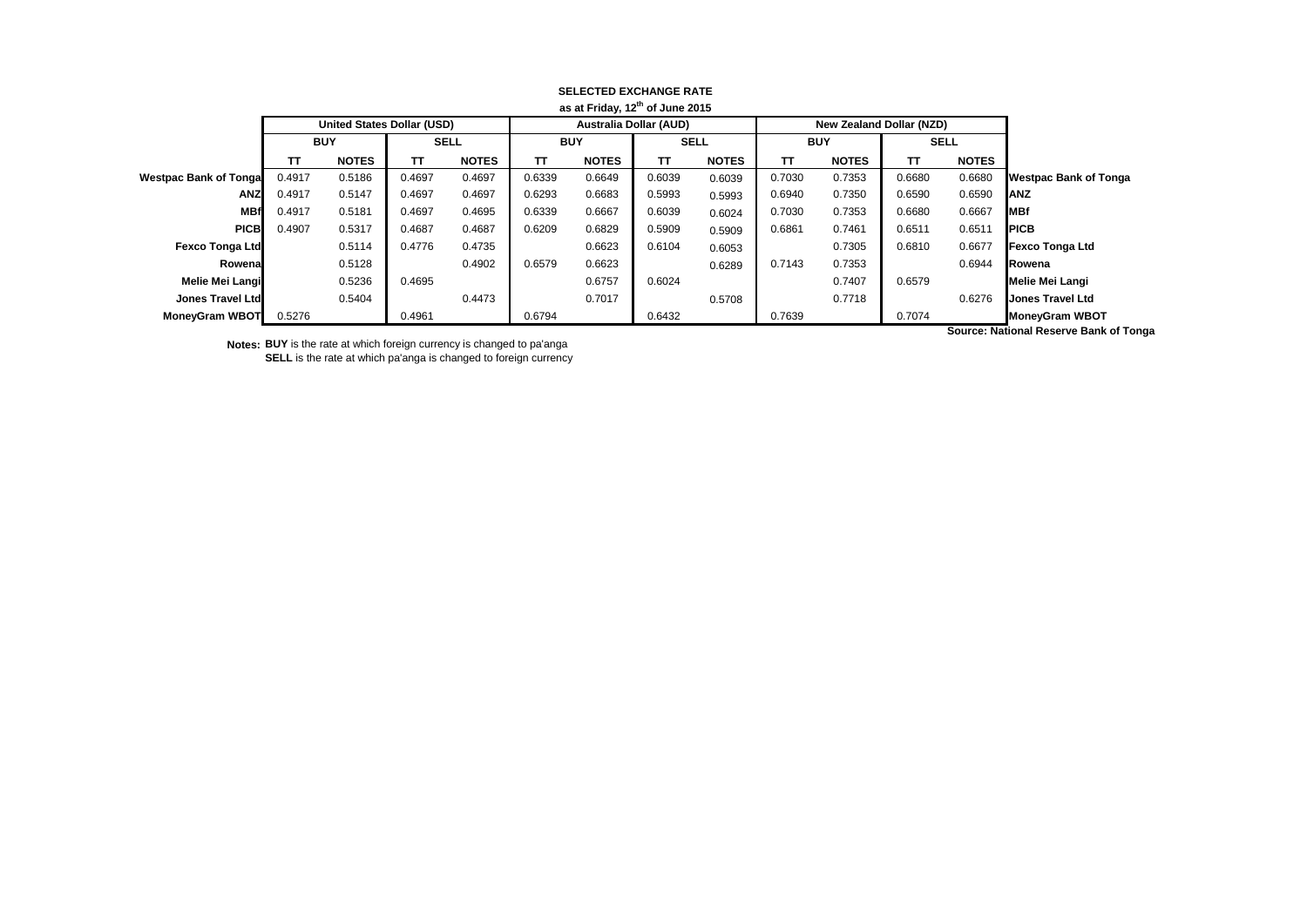**SELECTED EXCHANGE RATE**

**as at Friday, 12th of June 2015**

| | United States Dollar (USD) | | | | Australia Dollar (AUD) | | | | New Zealand Dollar (NZD) | | | | |
|---|---|---|---|---|---|---|---|---|---|---|---|---|---|
| | BUY | | SELL | | BUY | | SELL | | BUY | | SELL | | |
| | TT | NOTES | TT | NOTES | TT | NOTES | TT | NOTES | TT | NOTES | TT | NOTES | |
| **Westpac Bank of Tonga** | 0.4917 | 0.5186 | 0.4697 | 0.4697 | 0.6339 | 0.6649 | 0.6039 | 0.6039 | 0.7030 | 0.7353 | 0.6680 | 0.6680 | **Westpac Bank of Tonga** |
| **ANZ** | 0.4917 | 0.5147 | 0.4697 | 0.4697 | 0.6293 | 0.6683 | 0.5993 | 0.5993 | 0.6940 | 0.7350 | 0.6590 | 0.6590 | **ANZ** |
| **MBf** | 0.4917 | 0.5181 | 0.4697 | 0.4695 | 0.6339 | 0.6667 | 0.6039 | 0.6024 | 0.7030 | 0.7353 | 0.6680 | 0.6667 | **MBf** |
| **PICB** | 0.4907 | 0.5317 | 0.4687 | 0.4687 | 0.6209 | 0.6829 | 0.5909 | 0.5909 | 0.6861 | 0.7461 | 0.6511 | 0.6511 | **PICB** |
| **Fexco Tonga Ltd** | | 0.5114 | 0.4776 | 0.4735 | | 0.6623 | 0.6104 | 0.6053 | | 0.7305 | 0.6810 | 0.6677 | **Fexco Tonga Ltd** |
| **Rowena** | | 0.5128 | | 0.4902 | 0.6579 | 0.6623 | | 0.6289 | 0.7143 | 0.7353 | | 0.6944 | **Rowena** |
| **Melie Mei Langi** | | 0.5236 | 0.4695 | | | 0.6757 | 0.6024 | | | 0.7407 | 0.6579 | | **Melie Mei Langi** |
| **Jones Travel Ltd** | | 0.5404 | | 0.4473 | | 0.7017 | | 0.5708 | | 0.7718 | | 0.6276 | **Jones Travel Ltd** |
| **MoneyGram WBOT** | 0.5276 | | 0.4961 | | 0.6794 | | 0.6432 | | 0.7639 | | 0.7074 | | **MoneyGram WBOT** |

**Source: National Reserve Bank of Tonga**

**Notes:** **BUY** is the rate at which foreign currency is changed to pa'anga

**SELL** is the rate at which pa'anga is changed to foreign currency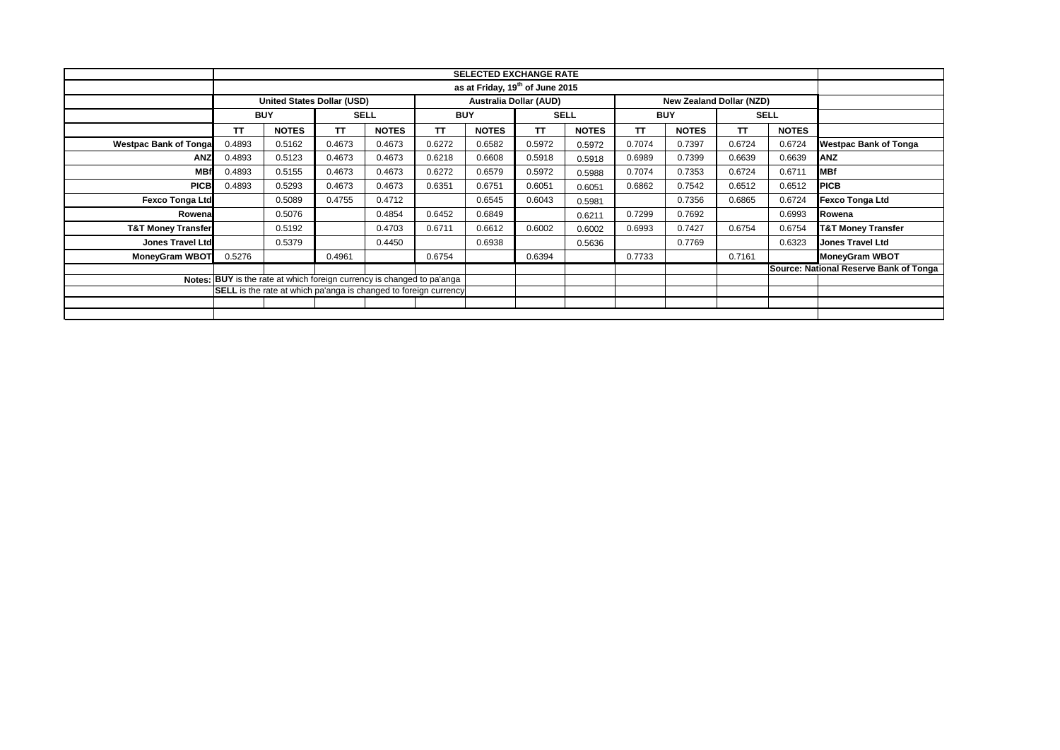| | SELECTED EXCHANGE RATE | | | | | | | | | | | | |
|---|---|---|---|---|---|---|---|---|---|---|---|---|---|
| | as at Friday, 19th of June 2015 | | | | | | | | | | | | |
| | United States Dollar (USD) | | | | Australia Dollar (AUD) | | | | New Zealand Dollar (NZD) | | | | |
| | BUY | | SELL | | BUY | | SELL | | BUY | | SELL | | |
| | TT | NOTES | TT | NOTES | TT | NOTES | TT | NOTES | TT | NOTES | TT | NOTES | |
| **Westpac Bank of Tonga** | 0.4893 | 0.5162 | 0.4673 | 0.4673 | 0.6272 | 0.6582 | 0.5972 | 0.5972 | 0.7074 | 0.7397 | 0.6724 | 0.6724 | **Westpac Bank of Tonga** |
| **ANZ** | 0.4893 | 0.5123 | 0.4673 | 0.4673 | 0.6218 | 0.6608 | 0.5918 | 0.5918 | 0.6989 | 0.7399 | 0.6639 | 0.6639 | **ANZ** |
| **MBf** | 0.4893 | 0.5155 | 0.4673 | 0.4673 | 0.6272 | 0.6579 | 0.5972 | 0.5988 | 0.7074 | 0.7353 | 0.6724 | 0.6711 | **MBf** |
| **PICB** | 0.4893 | 0.5293 | 0.4673 | 0.4673 | 0.6351 | 0.6751 | 0.6051 | 0.6051 | 0.6862 | 0.7542 | 0.6512 | 0.6512 | **PICB** |
| **Fexco Tonga Ltd** | | 0.5089 | 0.4755 | 0.4712 | | 0.6545 | 0.6043 | 0.5981 | | 0.7356 | 0.6865 | 0.6724 | **Fexco Tonga Ltd** |
| **Rowena** | | 0.5076 | | 0.4854 | 0.6452 | 0.6849 | | 0.6211 | 0.7299 | 0.7692 | | 0.6993 | **Rowena** |
| **T&T Money Transfer** | | 0.5192 | | 0.4703 | 0.6711 | 0.6612 | 0.6002 | 0.6002 | 0.6993 | 0.7427 | 0.6754 | 0.6754 | **T&T Money Transfer** |
| **Jones Travel Ltd** | | 0.5379 | | 0.4450 | | 0.6938 | | 0.5636 | | 0.7769 | | 0.6323 | **Jones Travel Ltd** |
| **MoneyGram WBOT** | 0.5276 | | 0.4961 | | 0.6754 | | 0.6394 | | 0.7733 | | 0.7161 | | **MoneyGram WBOT** |
| | | | | | | | | | | | | | **Source: National Reserve Bank of Tonga** |

Notes: **BUY** is the rate at which foreign currency is changed to pa'anga

**SELL** is the rate at which pa'anga is changed to foreign currency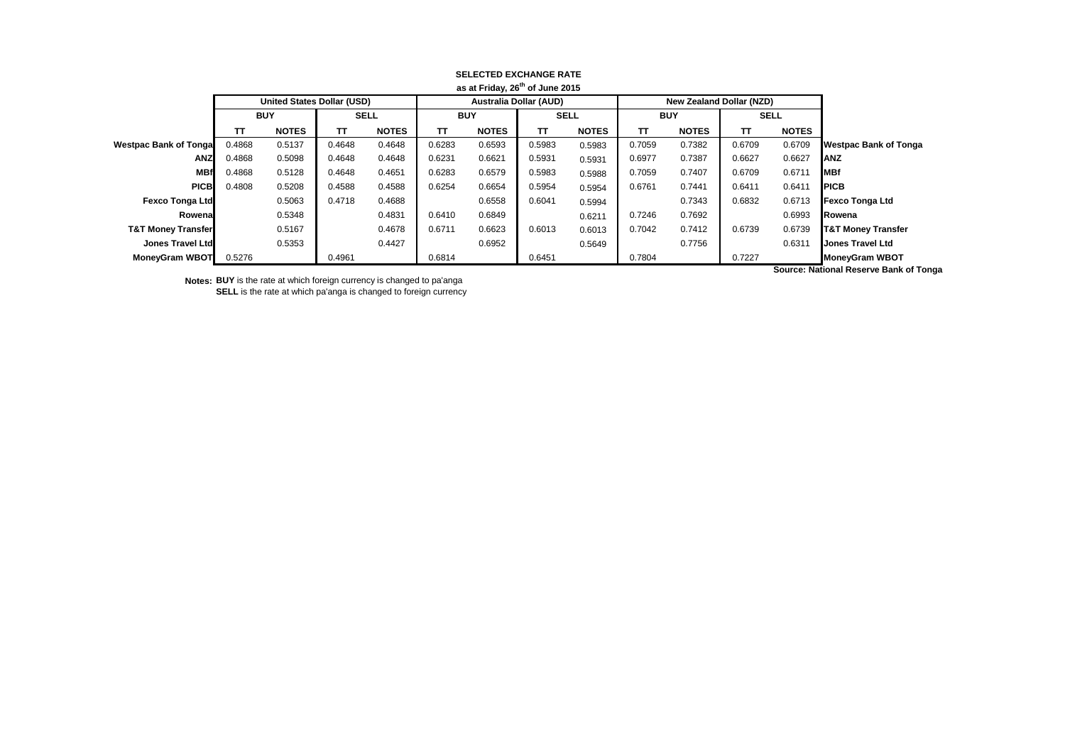**SELECTED EXCHANGE RATE**

**as at Friday, 26th of June 2015**

| | United States Dollar (USD) | | | | Australia Dollar (AUD) | | | | New Zealand Dollar (NZD) | | | | |
|---|---|---|---|---|---|---|---|---|---|---|---|---|---|
| | BUY | | SELL | | BUY | | SELL | | BUY | | SELL | | |
| | TT | NOTES | TT | NOTES | TT | NOTES | TT | NOTES | TT | NOTES | TT | NOTES | |
| **Westpac Bank of Tonga** | 0.4868 | 0.5137 | 0.4648 | 0.4648 | 0.6283 | 0.6593 | 0.5983 | 0.5983 | 0.7059 | 0.7382 | 0.6709 | 0.6709 | **Westpac Bank of Tonga** |
| **ANZ** | 0.4868 | 0.5098 | 0.4648 | 0.4648 | 0.6231 | 0.6621 | 0.5931 | 0.5931 | 0.6977 | 0.7387 | 0.6627 | 0.6627 | **ANZ** |
| **MBf** | 0.4868 | 0.5128 | 0.4648 | 0.4651 | 0.6283 | 0.6579 | 0.5983 | 0.5988 | 0.7059 | 0.7407 | 0.6709 | 0.6711 | **MBf** |
| **PICB** | 0.4808 | 0.5208 | 0.4588 | 0.4588 | 0.6254 | 0.6654 | 0.5954 | 0.5954 | 0.6761 | 0.7441 | 0.6411 | 0.6411 | **PICB** |
| **Fexco Tonga Ltd** | | 0.5063 | 0.4718 | 0.4688 | | 0.6558 | 0.6041 | 0.5994 | | 0.7343 | 0.6832 | 0.6713 | **Fexco Tonga Ltd** |
| **Rowena** | | 0.5348 | | 0.4831 | 0.6410 | 0.6849 | | 0.6211 | 0.7246 | 0.7692 | | 0.6993 | **Rowena** |
| **T&T Money Transfer** | | 0.5167 | | 0.4678 | 0.6711 | 0.6623 | 0.6013 | 0.6013 | 0.7042 | 0.7412 | 0.6739 | 0.6739 | **T&T Money Transfer** |
| **Jones Travel Ltd** | | 0.5353 | | 0.4427 | | 0.6952 | | 0.5649 | | 0.7756 | | 0.6311 | **Jones Travel Ltd** |
| **MoneyGram WBOT** | 0.5276 | | 0.4961 | | 0.6814 | | 0.6451 | | 0.7804 | | 0.7227 | | **MoneyGram WBOT** |

**Source: National Reserve Bank of Tonga**

**Notes:** **BUY** is the rate at which foreign currency is changed to pa'anga
**SELL** is the rate at which pa'anga is changed to foreign currency